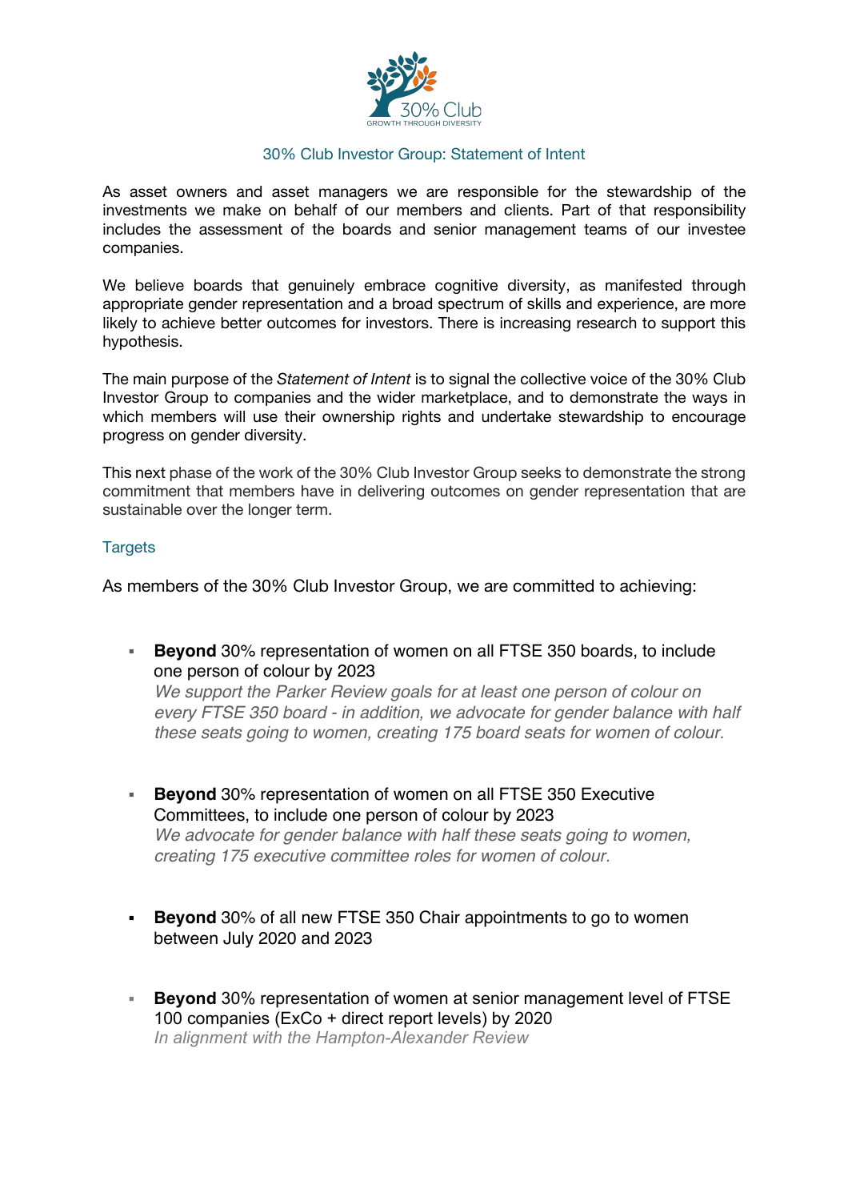# 30% Club Investor Group: Statement of Intent

As asset owners and asset managers we are responsible for the stewardship of the investments we make on behalf of our members and clients. Part of that responsibility includes the assessment of the boards and senior management teams of our investee companies.

We believe boards that genuinely embrace cognitive diversity, as manifested through appropriate gender representation and a broad spectrum of skills and experience, are more likely to achieve better outcomes for investors. There is increasing research to support this hypothesis.

The main purpose of the *Statement of Intent* is to signal the collective voice of the 30% Club Investor Group to companies and the wider marketplace, and to demonstrate the ways in which members will use their ownership rights and undertake stewardship to encourage progress on gender diversity.

This next phase of the work of the 30% Club Investor Group seeks to demonstrate the strong commitment that members have in delivering outcomes on gender representation that are sustainable over the longer term.

## Targets

As members of the 30% Club Investor Group, we are committed to achieving:

- **Beyond** 30% representation of women on all FTSE 350 boards, to include one person of colour by 2023
  *We support the Parker Review goals for at least one person of colour on every FTSE 350 board - in addition, we advocate for gender balance with half these seats going to women, creating 175 board seats for women of colour.*

- **Beyond** 30% representation of women on all FTSE 350 Executive Committees, to include one person of colour by 2023
  *We advocate for gender balance with half these seats going to women, creating 175 executive committee roles for women of colour.*

- **Beyond** 30% of all new FTSE 350 Chair appointments to go to women between July 2020 and 2023

- **Beyond** 30% representation of women at senior management level of FTSE 100 companies (ExCo + direct report levels) by 2020
  *In alignment with the Hampton-Alexander Review*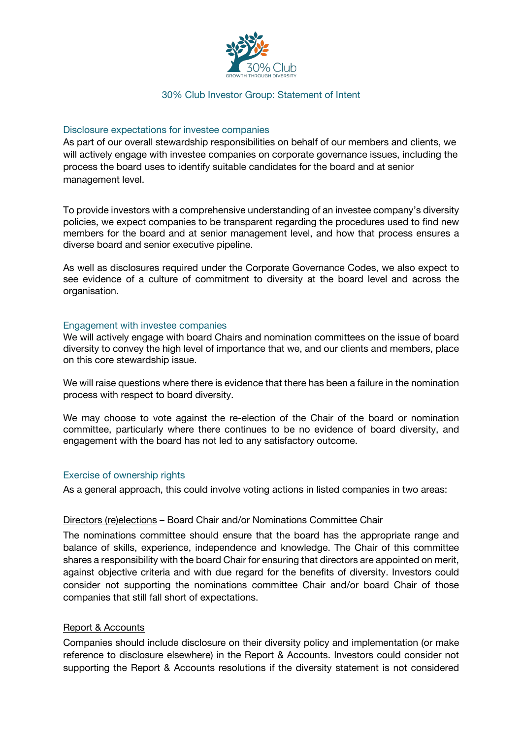## 30% Club Investor Group: Statement of Intent

### Disclosure expectations for investee companies

As part of our overall stewardship responsibilities on behalf of our members and clients, we will actively engage with investee companies on corporate governance issues, including the process the board uses to identify suitable candidates for the board and at senior management level.

To provide investors with a comprehensive understanding of an investee company's diversity policies, we expect companies to be transparent regarding the procedures used to find new members for the board and at senior management level, and how that process ensures a diverse board and senior executive pipeline.

As well as disclosures required under the Corporate Governance Codes, we also expect to see evidence of a culture of commitment to diversity at the board level and across the organisation.

### Engagement with investee companies

We will actively engage with board Chairs and nomination committees on the issue of board diversity to convey the high level of importance that we, and our clients and members, place on this core stewardship issue.

We will raise questions where there is evidence that there has been a failure in the nomination process with respect to board diversity.

We may choose to vote against the re-election of the Chair of the board or nomination committee, particularly where there continues to be no evidence of board diversity, and engagement with the board has not led to any satisfactory outcome.

### Exercise of ownership rights

As a general approach, this could involve voting actions in listed companies in two areas:

Directors (re)elections – Board Chair and/or Nominations Committee Chair

The nominations committee should ensure that the board has the appropriate range and balance of skills, experience, independence and knowledge. The Chair of this committee shares a responsibility with the board Chair for ensuring that directors are appointed on merit, against objective criteria and with due regard for the benefits of diversity. Investors could consider not supporting the nominations committee Chair and/or board Chair of those companies that still fall short of expectations.

Report & Accounts

Companies should include disclosure on their diversity policy and implementation (or make reference to disclosure elsewhere) in the Report & Accounts. Investors could consider not supporting the Report & Accounts resolutions if the diversity statement is not considered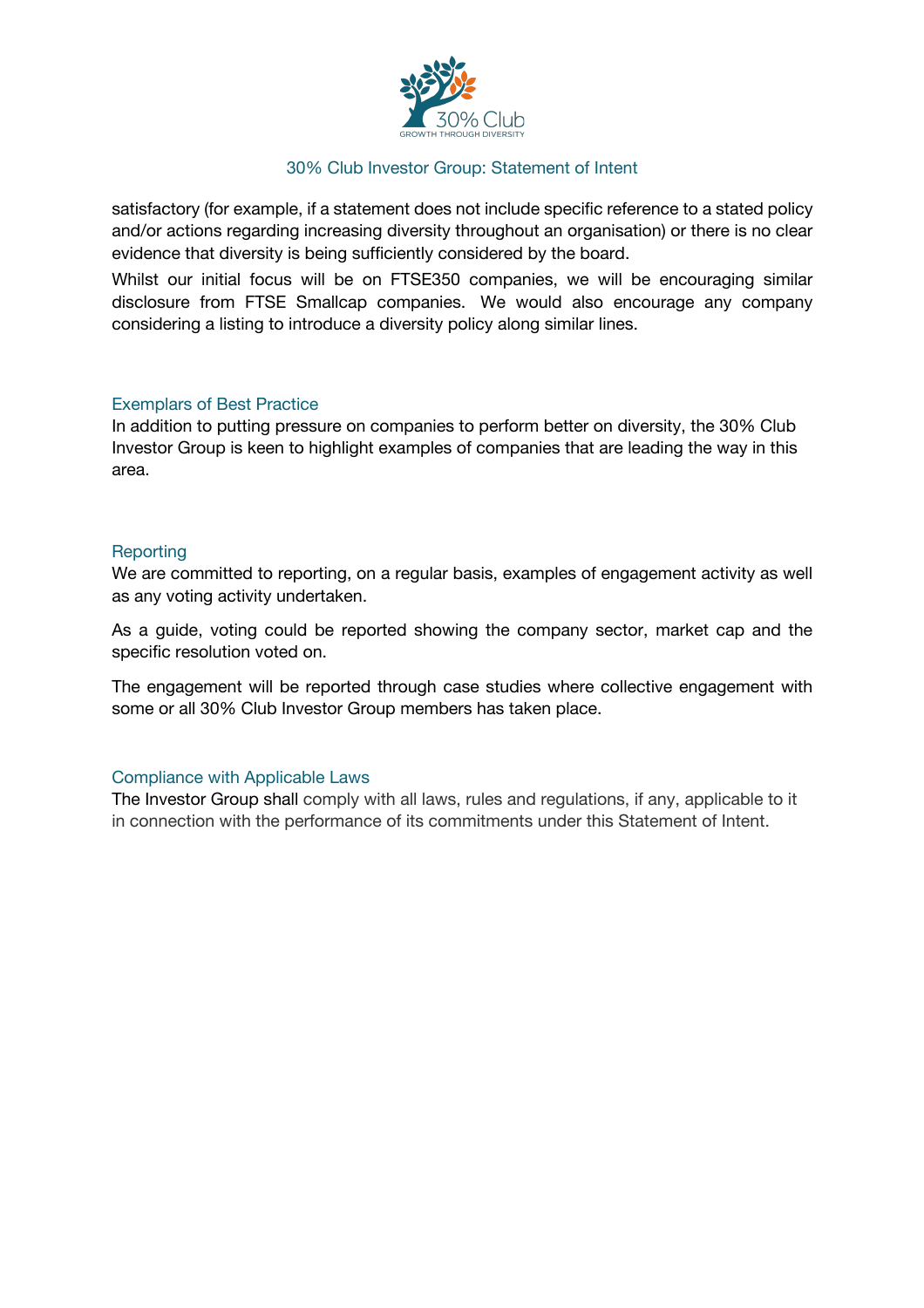satisfactory (for example, if a statement does not include specific reference to a stated policy and/or actions regarding increasing diversity throughout an organisation) or there is no clear evidence that diversity is being sufficiently considered by the board.

Whilst our initial focus will be on FTSE350 companies, we will be encouraging similar disclosure from FTSE Smallcap companies. We would also encourage any company considering a listing to introduce a diversity policy along similar lines.

## Exemplars of Best Practice

In addition to putting pressure on companies to perform better on diversity, the 30% Club Investor Group is keen to highlight examples of companies that are leading the way in this area.

## Reporting

We are committed to reporting, on a regular basis, examples of engagement activity as well as any voting activity undertaken.

As a guide, voting could be reported showing the company sector, market cap and the specific resolution voted on.

The engagement will be reported through case studies where collective engagement with some or all 30% Club Investor Group members has taken place.

## Compliance with Applicable Laws

The Investor Group shall comply with all laws, rules and regulations, if any, applicable to it in connection with the performance of its commitments under this Statement of Intent.